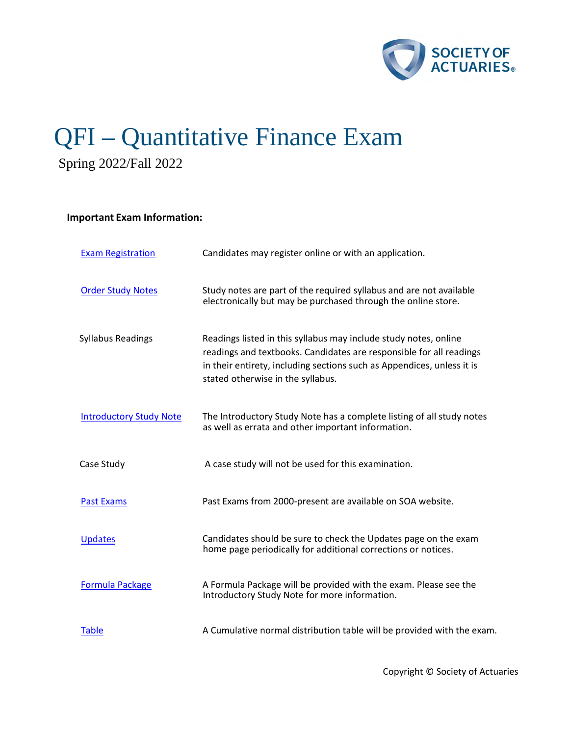# QFI – Quantitative Finance Exam

Spring 2022/Fall 2022

**Important Exam Information:**

| | |
|---|---|
| Exam Registration | Candidates may register online or with an application. |
| Order Study Notes | Study notes are part of the required syllabus and are not available electronically but may be purchased through the online store. |
| Syllabus Readings | Readings listed in this syllabus may include study notes, online readings and textbooks. Candidates are responsible for all readings in their entirety, including sections such as Appendices, unless it is stated otherwise in the syllabus. |
| Introductory Study Note | The Introductory Study Note has a complete listing of all study notes as well as errata and other important information. |
| Case Study | A case study will not be used for this examination. |
| Past Exams | Past Exams from 2000-present are available on SOA website. |
| Updates | Candidates should be sure to check the Updates page on the exam home page periodically for additional corrections or notices. |
| Formula Package | A Formula Package will be provided with the exam. Please see the Introductory Study Note for more information. |
| Table | A Cumulative normal distribution table will be provided with the exam. |

Copyright © Society of Actuaries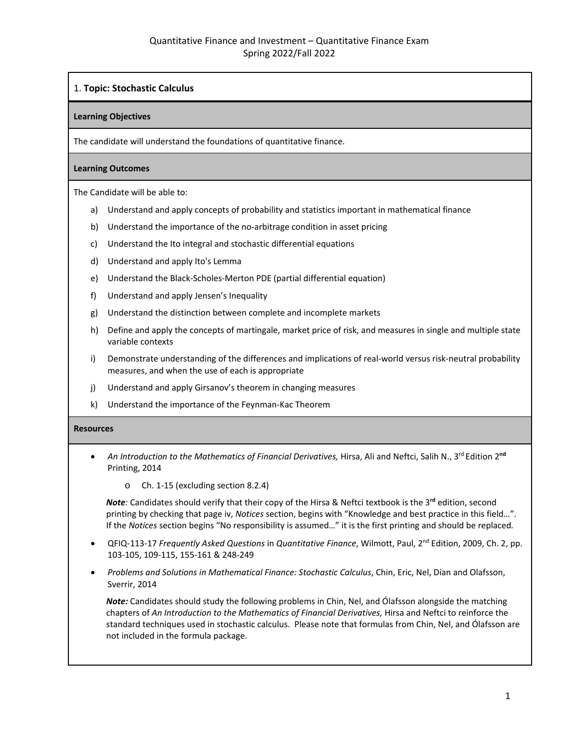Quantitative Finance and Investment – Quantitative Finance Exam
Spring 2022/Fall 2022

## 1. **Topic: Stochastic Calculus**

### Learning Objectives

The candidate will understand the foundations of quantitative finance.

### Learning Outcomes

The Candidate will be able to:

a) Understand and apply concepts of probability and statistics important in mathematical finance
b) Understand the importance of the no-arbitrage condition in asset pricing
c) Understand the Ito integral and stochastic differential equations
d) Understand and apply Ito's Lemma
e) Understand the Black-Scholes-Merton PDE (partial differential equation)
f) Understand and apply Jensen's Inequality
g) Understand the distinction between complete and incomplete markets
h) Define and apply the concepts of martingale, market price of risk, and measures in single and multiple state variable contexts
i) Demonstrate understanding of the differences and implications of real-world versus risk-neutral probability measures, and when the use of each is appropriate
j) Understand and apply Girsanov's theorem in changing measures
k) Understand the importance of the Feynman-Kac Theorem

### Resources

- *An Introduction to the Mathematics of Financial Derivatives,* Hirsa, Ali and Neftci, Salih N., 3rd Edition 2**nd** Printing, 2014
  - Ch. 1-15 (excluding section 8.2.4)

  ***Note****:* Candidates should verify that their copy of the Hirsa & Neftci textbook is the 3**rd** edition, second printing by checking that page iv, *Notices* section, begins with "Knowledge and best practice in this field…". If the *Notices* section begins "No responsibility is assumed…" it is the first printing and should be replaced.

- QFIQ-113-17 *Frequently Asked Questions* in *Quantitative Finance*, Wilmott, Paul, 2nd Edition, 2009, Ch. 2, pp. 103-105, 109-115, 155-161 & 248-249

- *Problems and Solutions in Mathematical Finance: Stochastic Calculus*, Chin, Eric, Nel, Dian and Olafsson, Sverrir, 2014

  ***Note:*** Candidates should study the following problems in Chin, Nel, and Ólafsson alongside the matching chapters of *An Introduction to the Mathematics of Financial Derivatives,* Hirsa and Neftci to reinforce the standard techniques used in stochastic calculus. Please note that formulas from Chin, Nel, and Ólafsson are not included in the formula package.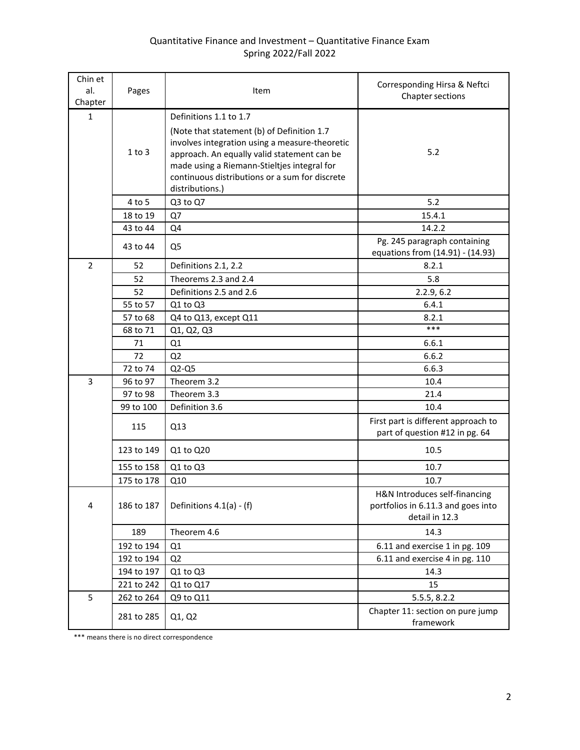Quantitative Finance and Investment – Quantitative Finance Exam
Spring 2022/Fall 2022

| Chin et al. Chapter | Pages | Item | Corresponding Hirsa & Neftci Chapter sections |
|---|---|---|---|
| 1 | 1 to 3 | Definitions 1.1 to 1.7 (Note that statement (b) of Definition 1.7 involves integration using a measure-theoretic approach. An equally valid statement can be made using a Riemann-Stieltjes integral for continuous distributions or a sum for discrete distributions.) | 5.2 |
| | 4 to 5 | Q3 to Q7 | 5.2 |
| | 18 to 19 | Q7 | 15.4.1 |
| | 43 to 44 | Q4 | 14.2.2 |
| | 43 to 44 | Q5 | Pg. 245 paragraph containing equations from (14.91) - (14.93) |
| 2 | 52 | Definitions 2.1, 2.2 | 8.2.1 |
| | 52 | Theorems 2.3 and 2.4 | 5.8 |
| | 52 | Definitions 2.5 and 2.6 | 2.2.9, 6.2 |
| | 55 to 57 | Q1 to Q3 | 6.4.1 |
| | 57 to 68 | Q4 to Q13, except Q11 | 8.2.1 |
| | 68 to 71 | Q1, Q2, Q3 | *** |
| | 71 | Q1 | 6.6.1 |
| | 72 | Q2 | 6.6.2 |
| | 72 to 74 | Q2-Q5 | 6.6.3 |
| 3 | 96 to 97 | Theorem 3.2 | 10.4 |
| | 97 to 98 | Theorem 3.3 | 21.4 |
| | 99 to 100 | Definition 3.6 | 10.4 |
| | 115 | Q13 | First part is different approach to part of question #12 in pg. 64 |
| | 123 to 149 | Q1 to Q20 | 10.5 |
| | 155 to 158 | Q1 to Q3 | 10.7 |
| | 175 to 178 | Q10 | 10.7 |
| 4 | 186 to 187 | Definitions 4.1(a) - (f) | H&N Introduces self-financing portfolios in 6.11.3 and goes into detail in 12.3 |
| | 189 | Theorem 4.6 | 14.3 |
| | 192 to 194 | Q1 | 6.11 and exercise 1 in pg. 109 |
| | 192 to 194 | Q2 | 6.11 and exercise 4 in pg. 110 |
| | 194 to 197 | Q1 to Q3 | 14.3 |
| | 221 to 242 | Q1 to Q17 | 15 |
| 5 | 262 to 264 | Q9 to Q11 | 5.5.5, 8.2.2 |
| | 281 to 285 | Q1, Q2 | Chapter 11: section on pure jump framework |

*** means there is no direct correspondence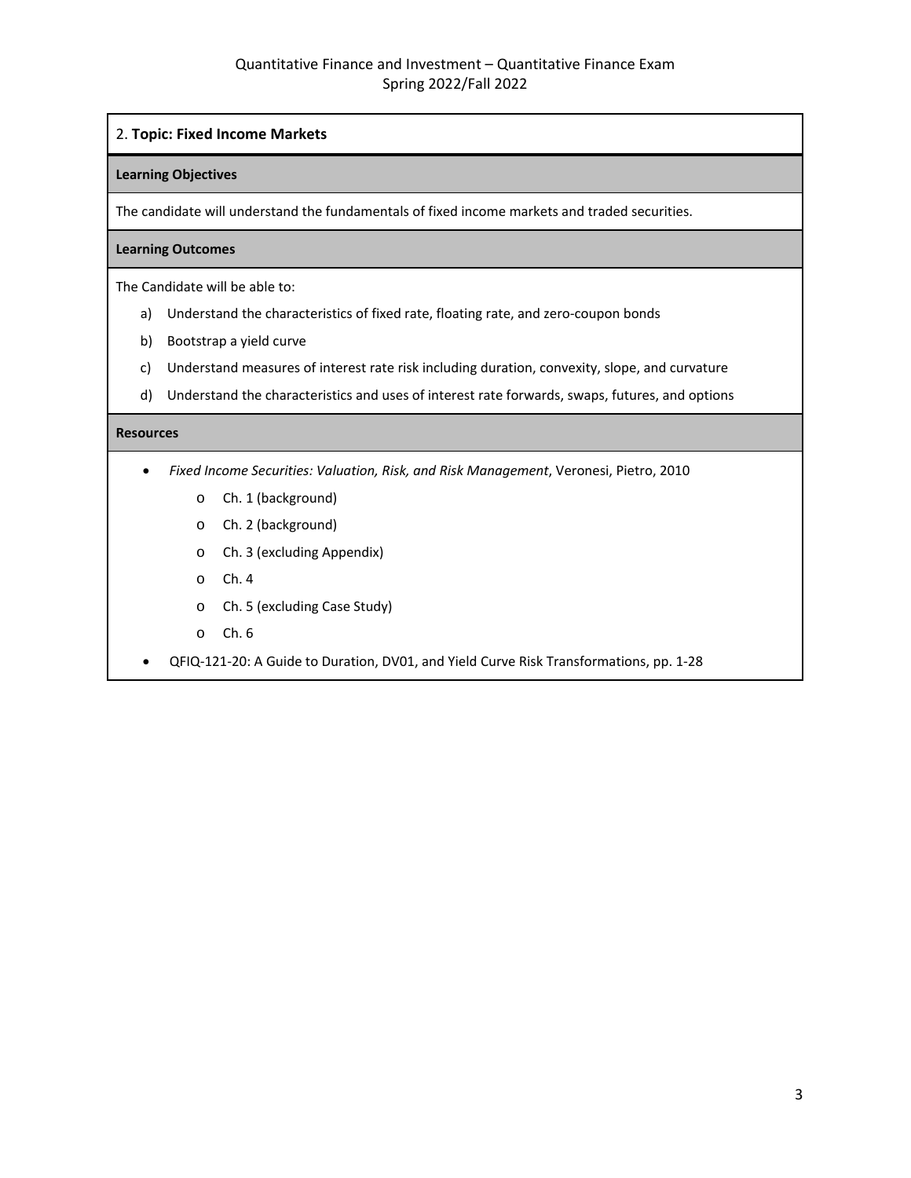## 2. **Topic: Fixed Income Markets**

**Learning Objectives**

The candidate will understand the fundamentals of fixed income markets and traded securities.

**Learning Outcomes**

The Candidate will be able to:

a) Understand the characteristics of fixed rate, floating rate, and zero-coupon bonds

b) Bootstrap a yield curve

c) Understand measures of interest rate risk including duration, convexity, slope, and curvature

d) Understand the characteristics and uses of interest rate forwards, swaps, futures, and options

**Resources**

- *Fixed Income Securities: Valuation, Risk, and Risk Management*, Veronesi, Pietro, 2010
  - Ch. 1 (background)
  - Ch. 2 (background)
  - Ch. 3 (excluding Appendix)
  - Ch. 4
  - Ch. 5 (excluding Case Study)
  - Ch. 6
- QFIQ-121-20: A Guide to Duration, DV01, and Yield Curve Risk Transformations, pp. 1-28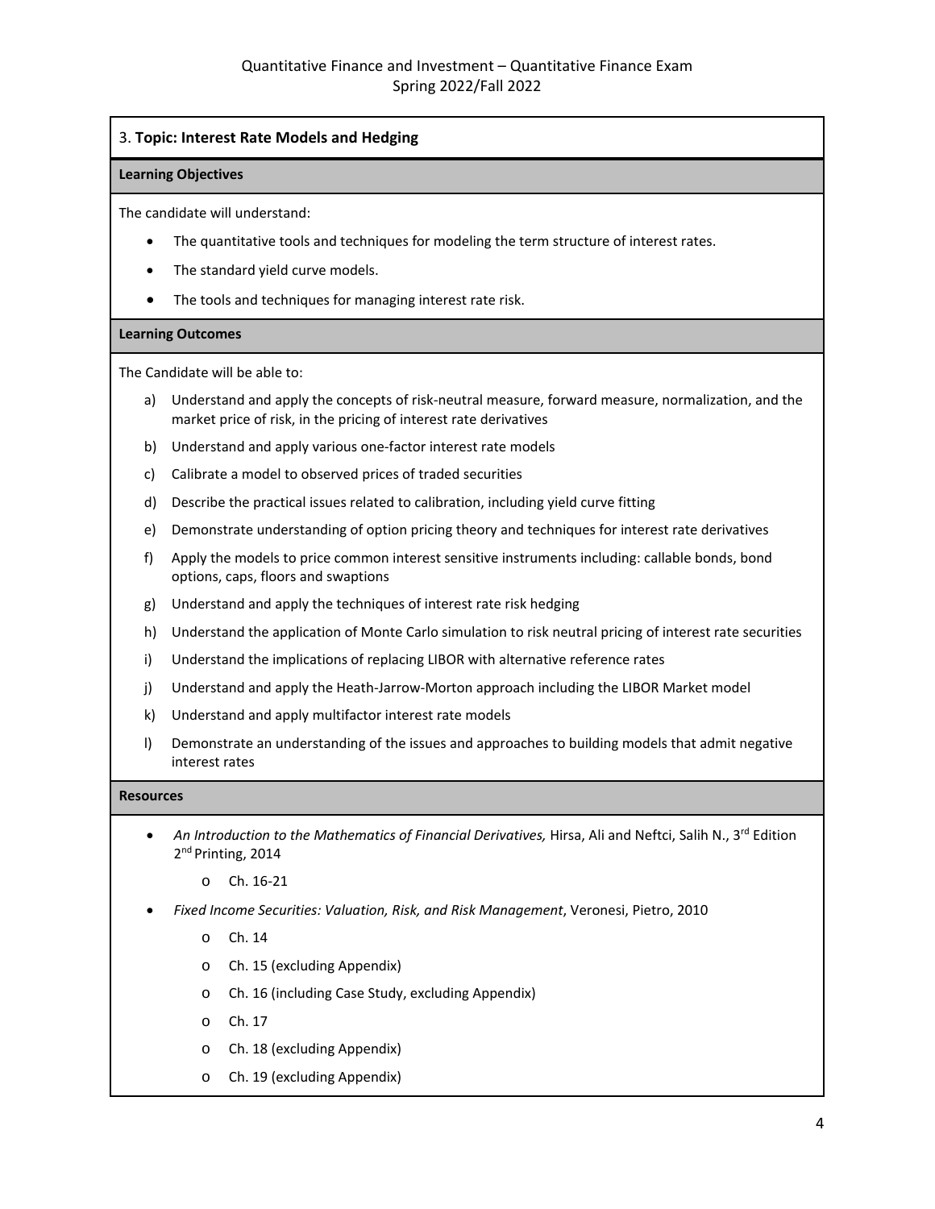## 3. **Topic: Interest Rate Models and Hedging**

**Learning Objectives**

The candidate will understand:

- The quantitative tools and techniques for modeling the term structure of interest rates.
- The standard yield curve models.
- The tools and techniques for managing interest rate risk.

**Learning Outcomes**

The Candidate will be able to:

a) Understand and apply the concepts of risk-neutral measure, forward measure, normalization, and the market price of risk, in the pricing of interest rate derivatives

b) Understand and apply various one-factor interest rate models

c) Calibrate a model to observed prices of traded securities

d) Describe the practical issues related to calibration, including yield curve fitting

e) Demonstrate understanding of option pricing theory and techniques for interest rate derivatives

f) Apply the models to price common interest sensitive instruments including: callable bonds, bond options, caps, floors and swaptions

g) Understand and apply the techniques of interest rate risk hedging

h) Understand the application of Monte Carlo simulation to risk neutral pricing of interest rate securities

i) Understand the implications of replacing LIBOR with alternative reference rates

j) Understand and apply the Heath-Jarrow-Morton approach including the LIBOR Market model

k) Understand and apply multifactor interest rate models

l) Demonstrate an understanding of the issues and approaches to building models that admit negative interest rates

**Resources**

- *An Introduction to the Mathematics of Financial Derivatives,* Hirsa, Ali and Neftci, Salih N., 3rd Edition 2nd Printing, 2014
  - Ch. 16-21
- *Fixed Income Securities: Valuation, Risk, and Risk Management*, Veronesi, Pietro, 2010
  - Ch. 14
  - Ch. 15 (excluding Appendix)
  - Ch. 16 (including Case Study, excluding Appendix)
  - Ch. 17
  - Ch. 18 (excluding Appendix)
  - Ch. 19 (excluding Appendix)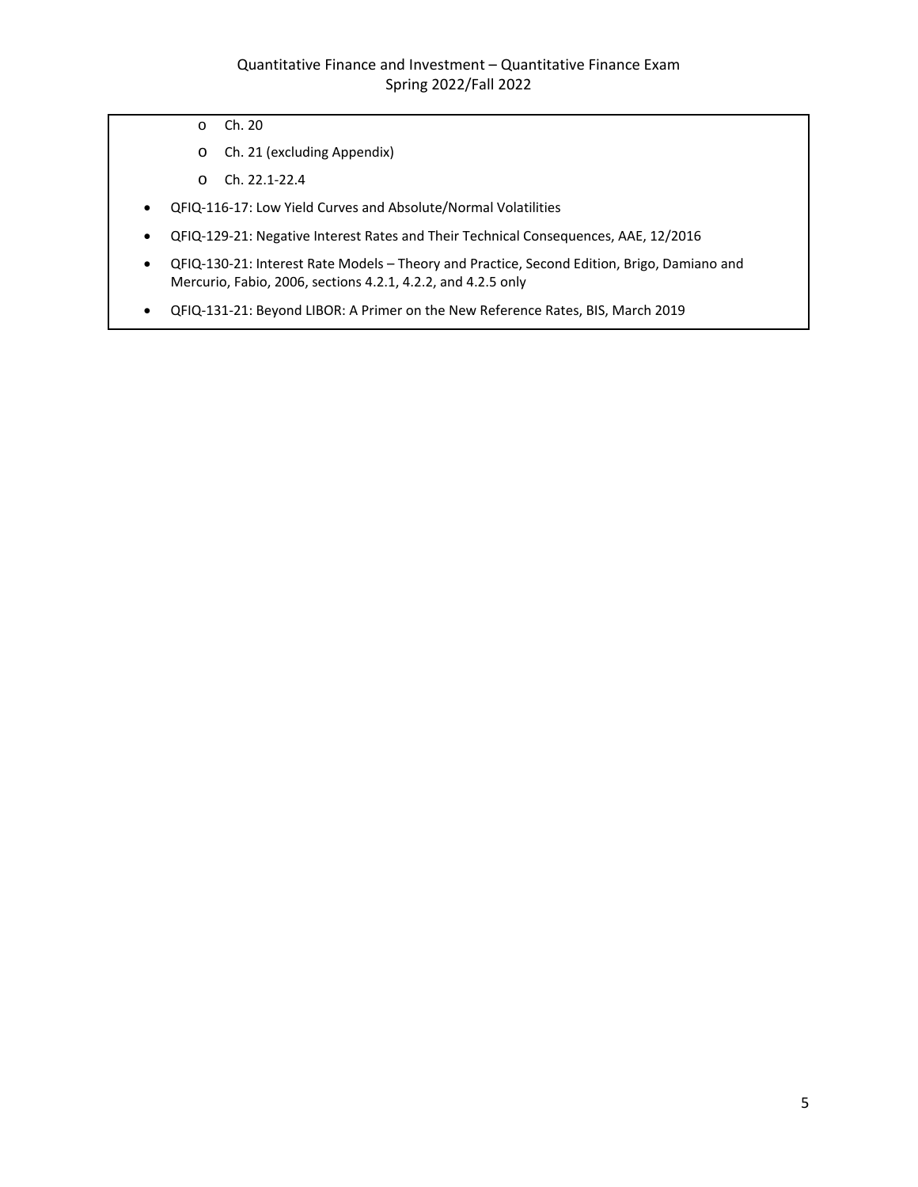- Ch. 20
    - Ch. 21 (excluding Appendix)
    - Ch. 22.1-22.4
- QFIQ-116-17: Low Yield Curves and Absolute/Normal Volatilities
- QFIQ-129-21: Negative Interest Rates and Their Technical Consequences, AAE, 12/2016
- QFIQ-130-21: Interest Rate Models – Theory and Practice, Second Edition, Brigo, Damiano and Mercurio, Fabio, 2006, sections 4.2.1, 4.2.2, and 4.2.5 only
- QFIQ-131-21: Beyond LIBOR: A Primer on the New Reference Rates, BIS, March 2019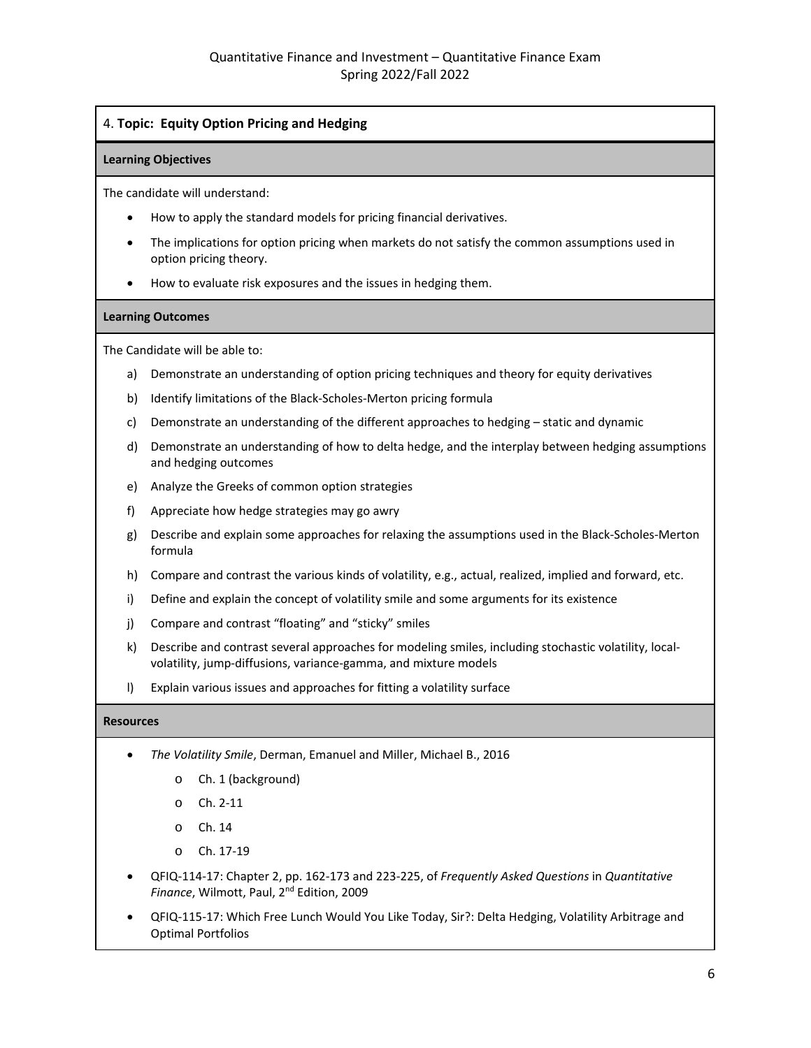## 4. Topic: Equity Option Pricing and Hedging

**Learning Objectives**

The candidate will understand:

- How to apply the standard models for pricing financial derivatives.
- The implications for option pricing when markets do not satisfy the common assumptions used in option pricing theory.
- How to evaluate risk exposures and the issues in hedging them.

**Learning Outcomes**

The Candidate will be able to:

a) Demonstrate an understanding of option pricing techniques and theory for equity derivatives

b) Identify limitations of the Black-Scholes-Merton pricing formula

c) Demonstrate an understanding of the different approaches to hedging – static and dynamic

d) Demonstrate an understanding of how to delta hedge, and the interplay between hedging assumptions and hedging outcomes

e) Analyze the Greeks of common option strategies

f) Appreciate how hedge strategies may go awry

g) Describe and explain some approaches for relaxing the assumptions used in the Black-Scholes-Merton formula

h) Compare and contrast the various kinds of volatility, e.g., actual, realized, implied and forward, etc.

i) Define and explain the concept of volatility smile and some arguments for its existence

j) Compare and contrast "floating" and "sticky" smiles

k) Describe and contrast several approaches for modeling smiles, including stochastic volatility, local-volatility, jump-diffusions, variance-gamma, and mixture models

l) Explain various issues and approaches for fitting a volatility surface

**Resources**

- *The Volatility Smile*, Derman, Emanuel and Miller, Michael B., 2016
  - Ch. 1 (background)
  - Ch. 2-11
  - Ch. 14
  - Ch. 17-19
- QFIQ-114-17: Chapter 2, pp. 162-173 and 223-225, of *Frequently Asked Questions* in *Quantitative Finance*, Wilmott, Paul, 2nd Edition, 2009
- QFIQ-115-17: Which Free Lunch Would You Like Today, Sir?: Delta Hedging, Volatility Arbitrage and Optimal Portfolios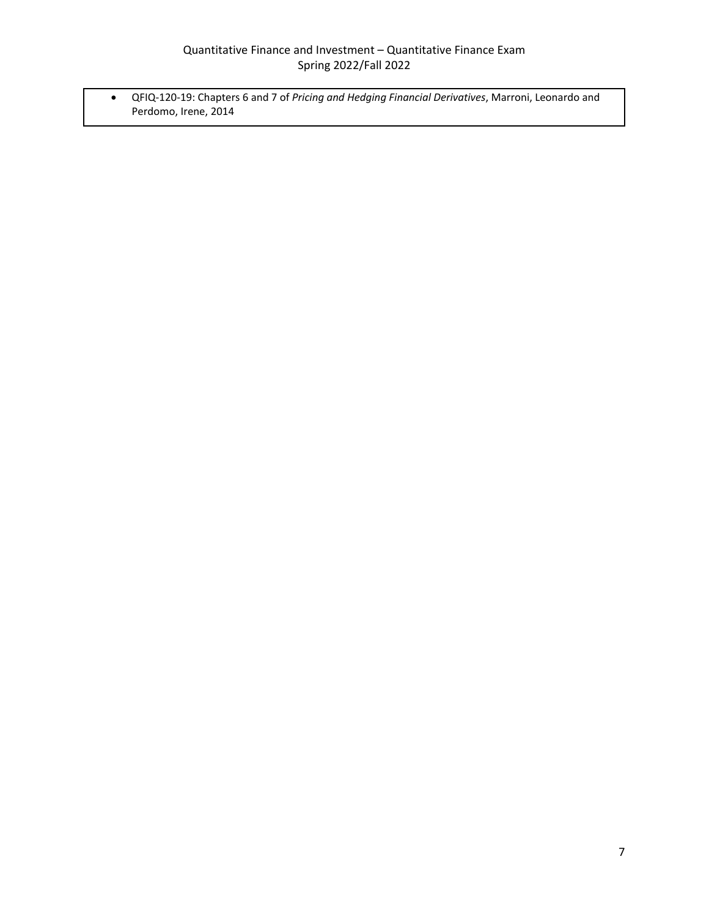- QFIQ-120-19: Chapters 6 and 7 of *Pricing and Hedging Financial Derivatives*, Marroni, Leonardo and Perdomo, Irene, 2014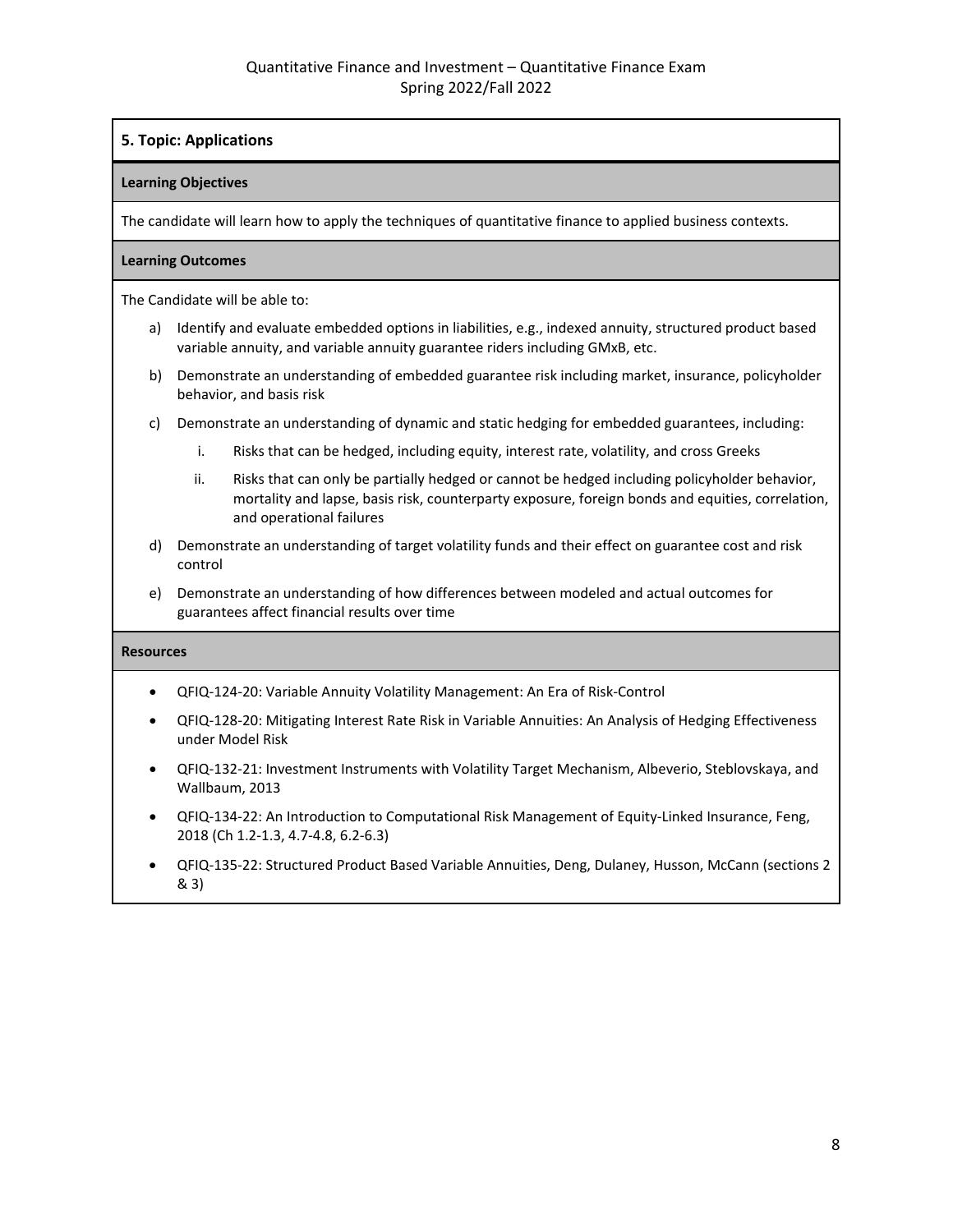## 5. Topic: Applications

**Learning Objectives**

The candidate will learn how to apply the techniques of quantitative finance to applied business contexts.

**Learning Outcomes**

The Candidate will be able to:

a) Identify and evaluate embedded options in liabilities, e.g., indexed annuity, structured product based variable annuity, and variable annuity guarantee riders including GMxB, etc.

b) Demonstrate an understanding of embedded guarantee risk including market, insurance, policyholder behavior, and basis risk

c) Demonstrate an understanding of dynamic and static hedging for embedded guarantees, including:

   i. Risks that can be hedged, including equity, interest rate, volatility, and cross Greeks

   ii. Risks that can only be partially hedged or cannot be hedged including policyholder behavior, mortality and lapse, basis risk, counterparty exposure, foreign bonds and equities, correlation, and operational failures

d) Demonstrate an understanding of target volatility funds and their effect on guarantee cost and risk control

e) Demonstrate an understanding of how differences between modeled and actual outcomes for guarantees affect financial results over time

**Resources**

- QFIQ-124-20: Variable Annuity Volatility Management: An Era of Risk-Control
- QFIQ-128-20: Mitigating Interest Rate Risk in Variable Annuities: An Analysis of Hedging Effectiveness under Model Risk
- QFIQ-132-21: Investment Instruments with Volatility Target Mechanism, Albeverio, Steblovskaya, and Wallbaum, 2013
- QFIQ-134-22: An Introduction to Computational Risk Management of Equity-Linked Insurance, Feng, 2018 (Ch 1.2-1.3, 4.7-4.8, 6.2-6.3)
- QFIQ-135-22: Structured Product Based Variable Annuities, Deng, Dulaney, Husson, McCann (sections 2 & 3)